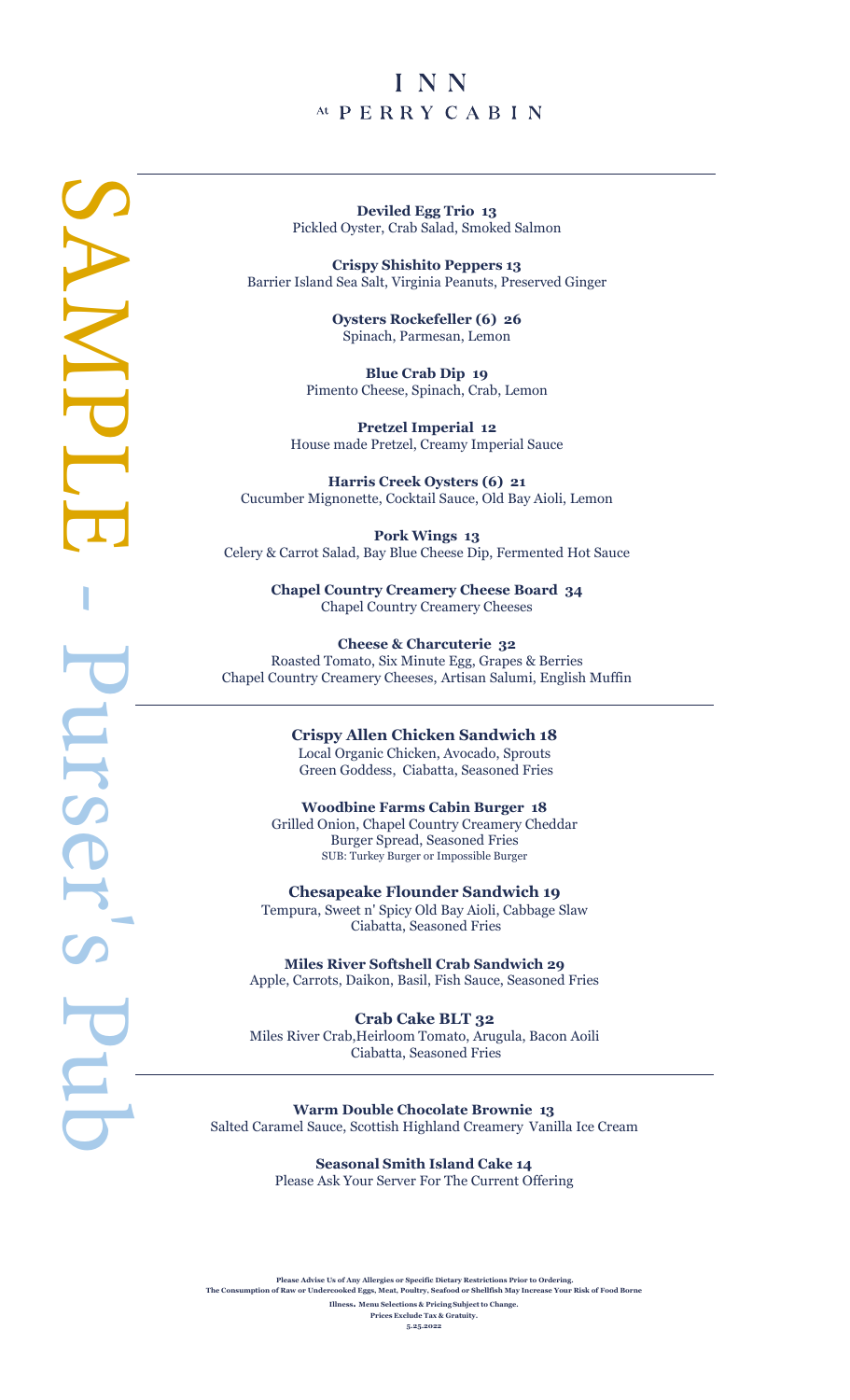# INN
## At PERRY CABIN

SAMPLE - Purser's Pub

---

**Deviled Egg Trio 13**
Pickled Oyster, Crab Salad, Smoked Salmon

**Crispy Shishito Peppers 13**
Barrier Island Sea Salt, Virginia Peanuts, Preserved Ginger

**Oysters Rockefeller (6) 26**
Spinach, Parmesan, Lemon

**Blue Crab Dip 19**
Pimento Cheese, Spinach, Crab, Lemon

**Pretzel Imperial 12**
House made Pretzel, Creamy Imperial Sauce

**Harris Creek Oysters (6) 21**
Cucumber Mignonette, Cocktail Sauce, Old Bay Aioli, Lemon

**Pork Wings 13**
Celery & Carrot Salad, Bay Blue Cheese Dip, Fermented Hot Sauce

**Chapel Country Creamery Cheese Board 34**
Chapel Country Creamery Cheeses

**Cheese & Charcuterie 32**
Roasted Tomato, Six Minute Egg, Grapes & Berries
Chapel Country Creamery Cheeses, Artisan Salumi, English Muffin

---

**Crispy Allen Chicken Sandwich 18**
Local Organic Chicken, Avocado, Sprouts
Green Goddess, Ciabatta, Seasoned Fries

**Woodbine Farms Cabin Burger 18**
Grilled Onion, Chapel Country Creamery Cheddar
Burger Spread, Seasoned Fries
SUB: Turkey Burger or Impossible Burger

**Chesapeake Flounder Sandwich 19**
Tempura, Sweet n' Spicy Old Bay Aioli, Cabbage Slaw
Ciabatta, Seasoned Fries

**Miles River Softshell Crab Sandwich 29**
Apple, Carrots, Daikon, Basil, Fish Sauce, Seasoned Fries

**Crab Cake BLT 32**
Miles River Crab,Heirloom Tomato, Arugula, Bacon Aoili
Ciabatta, Seasoned Fries

---

**Warm Double Chocolate Brownie 13**
Salted Caramel Sauce, Scottish Highland Creamery Vanilla Ice Cream

**Seasonal Smith Island Cake 14**
Please Ask Your Server For The Current Offering

**Please Advise Us of Any Allergies or Specific Dietary Restrictions Prior to Ordering.**
**The Consumption of Raw or Undercooked Eggs, Meat, Poultry, Seafood or Shellfish May Increase Your Risk of Food Borne Illness. Menu Selections & Pricing Subject to Change.**
**Prices Exclude Tax & Gratuity.**
**5.25.2022**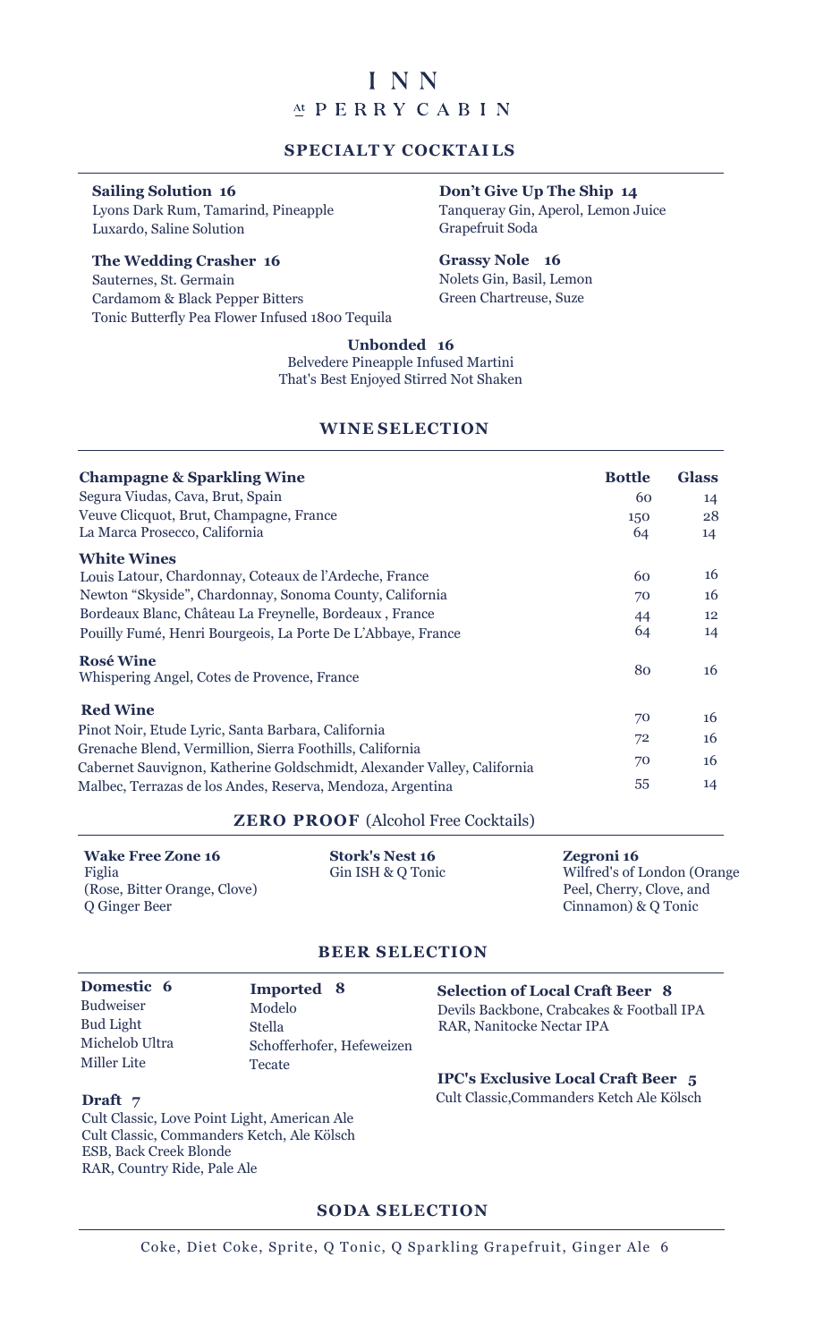# INN
## At PERRY CABIN

## SPECIALTY COCKTAILS

**Sailing Solution 16**
Lyons Dark Rum, Tamarind, Pineapple
Luxardo, Saline Solution

**The Wedding Crasher 16**
Sauternes, St. Germain
Cardamom & Black Pepper Bitters
Tonic Butterfly Pea Flower Infused 1800 Tequila

**Don't Give Up The Ship 14**
Tanqueray Gin, Aperol, Lemon Juice
Grapefruit Soda

**Grassy Nole 16**
Nolets Gin, Basil, Lemon
Green Chartreuse, Suze

**Unbonded 16**
Belvedere Pineapple Infused Martini
That's Best Enjoyed Stirred Not Shaken

## WINE SELECTION

| **Champagne & Sparkling Wine** | **Bottle** | **Glass** |
|---|---|---|
| Segura Viudas, Cava, Brut, Spain | 60 | 14 |
| Veuve Clicquot, Brut, Champagne, France | 150 | 28 |
| La Marca Prosecco, California | 64 | 14 |
| **White Wines** | | |
| Louis Latour, Chardonnay, Coteaux de l'Ardeche, France | 60 | 16 |
| Newton "Skyside", Chardonnay, Sonoma County, California | 70 | 16 |
| Bordeaux Blanc, Château La Freynelle, Bordeaux , France | 44 | 12 |
| Pouilly Fumé, Henri Bourgeois, La Porte De L'Abbaye, France | 64 | 14 |
| **Rosé Wine** | | |
| Whispering Angel, Cotes de Provence, France | 80 | 16 |
| **Red Wine** | | |
| Pinot Noir, Etude Lyric, Santa Barbara, California | 70 | 16 |
| Grenache Blend, Vermillion, Sierra Foothills, California | 72 | 16 |
| Cabernet Sauvignon, Katherine Goldschmidt, Alexander Valley, California | 70 | 16 |
| Malbec, Terrazas de los Andes, Reserva, Mendoza, Argentina | 55 | 14 |

## ZERO PROOF (Alcohol Free Cocktails)

**Wake Free Zone 16**
Figlia
(Rose, Bitter Orange, Clove)
Q Ginger Beer

**Stork's Nest 16**
Gin ISH & Q Tonic

**Zegroni 16**
Wilfred's of London (Orange Peel, Cherry, Clove, and Cinnamon) & Q Tonic

## BEER SELECTION

**Domestic 6**
Budweiser
Bud Light
Michelob Ultra
Miller Lite

**Imported 8**
Modelo
Stella
Schofferhofer, Hefeweizen
Tecate

**Draft 7**
Cult Classic, Love Point Light, American Ale
Cult Classic, Commanders Ketch, Ale Kölsch
ESB, Back Creek Blonde
RAR, Country Ride, Pale Ale

**Selection of Local Craft Beer 8**
Devils Backbone, Crabcakes & Football IPA
RAR, Nanitocke Nectar IPA

**IPC's Exclusive Local Craft Beer 5**
Cult Classic,Commanders Ketch Ale Kölsch

## SODA SELECTION

Coke, Diet Coke, Sprite, Q Tonic, Q Sparkling Grapefruit, Ginger Ale 6